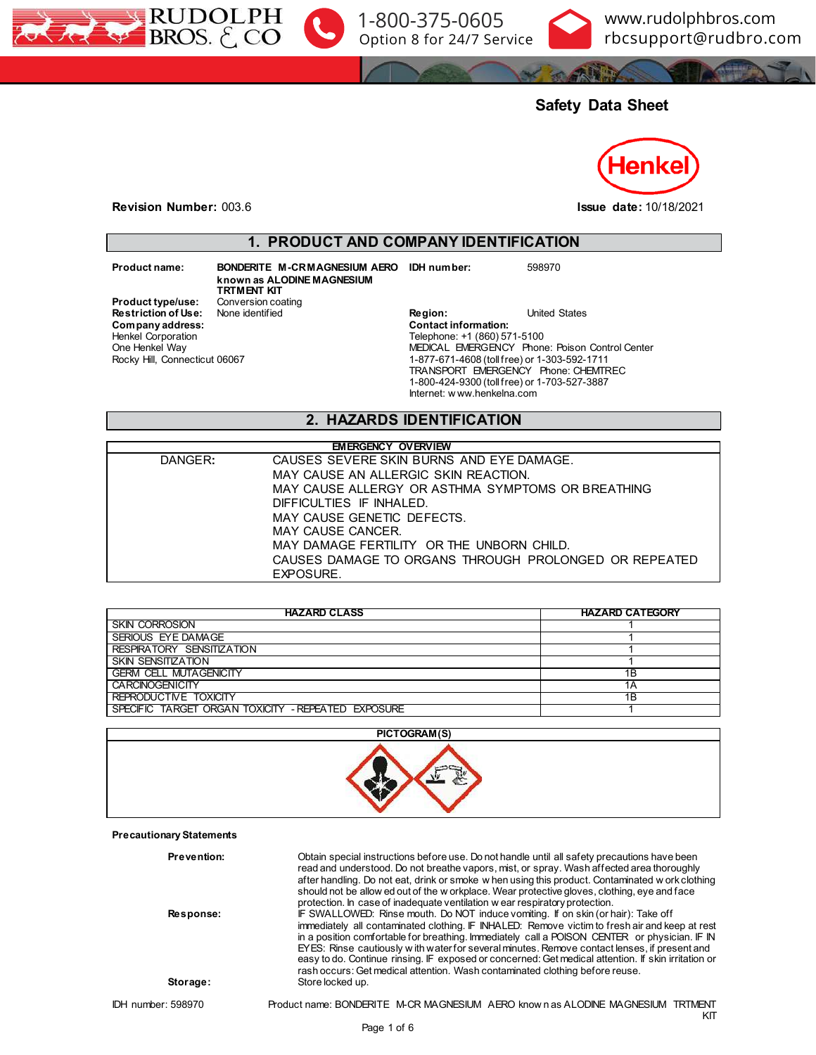# Safety Data Sheet

**Revision Number:** 003.6

**Issue date:** 10/18/2021

## 1. PRODUCT AND COMPANY IDENTIFICATION

| | | | |
|---|---|---|---|
| **Product name:** | **BONDERITE M-CR MAGNESIUM AERO known as ALODINE MAGNESIUM TRTMENT KIT** | **IDH number:** | 598970 |
| **Product type/use:** | Conversion coating | | |
| **Restriction of Use:** | None identified | **Region:** | United States |

**Company address:**
Henkel Corporation
One Henkel Way
Rocky Hill, Connecticut 06067

**Contact information:**
Telephone: +1 (860) 571-5100
MEDICAL EMERGENCY Phone: Poison Control Center
1-877-671-4608 (toll free) or 1-303-592-1711
TRANSPORT EMERGENCY Phone: CHEMTREC
1-800-424-9300 (toll free) or 1-703-527-3887
Internet: www.henkelna.com

## 2. HAZARDS IDENTIFICATION

| EMERGENCY OVERVIEW | |
|---|---|
| DANGER: | CAUSES SEVERE SKIN BURNS AND EYE DAMAGE.<br>MAY CAUSE AN ALLERGIC SKIN REACTION.<br>MAY CAUSE ALLERGY OR ASTHMA SYMPTOMS OR BREATHING DIFFICULTIES IF INHALED.<br>MAY CAUSE GENETIC DEFECTS.<br>MAY CAUSE CANCER.<br>MAY DAMAGE FERTILITY OR THE UNBORN CHILD.<br>CAUSES DAMAGE TO ORGANS THROUGH PROLONGED OR REPEATED EXPOSURE. |

| HAZARD CLASS | HAZARD CATEGORY |
|---|---|
| SKIN CORROSION | 1 |
| SERIOUS EYE DAMAGE | 1 |
| RESPIRATORY SENSITIZATION | 1 |
| SKIN SENSITIZATION | 1 |
| GERM CELL MUTAGENICITY | 1B |
| CARCINOGENICITY | 1A |
| REPRODUCTIVE TOXICITY | 1B |
| SPECIFIC TARGET ORGAN TOXICITY - REPEATED EXPOSURE | 1 |

**PICTOGRAM(S)**

**Precautionary Statements**

**Prevention:** Obtain special instructions before use. Do not handle until all safety precautions have been read and understood. Do not breathe vapors, mist, or spray. Wash affected area thoroughly after handling. Do not eat, drink or smoke when using this product. Contaminated work clothing should not be allowed out of the workplace. Wear protective gloves, clothing, eye and face protection. In case of inadequate ventilation wear respiratory protection.

**Response:** IF SWALLOWED: Rinse mouth. Do NOT induce vomiting. If on skin (or hair): Take off immediately all contaminated clothing. IF INHALED: Remove victim to fresh air and keep at rest in a position comfortable for breathing. Immediately call a POISON CENTER or physician. IF IN EYES: Rinse cautiously with water for several minutes. Remove contact lenses, if present and easy to do. Continue rinsing. IF exposed or concerned: Get medical attention. If skin irritation or rash occurs: Get medical attention. Wash contaminated clothing before reuse.

**Storage:** Store locked up.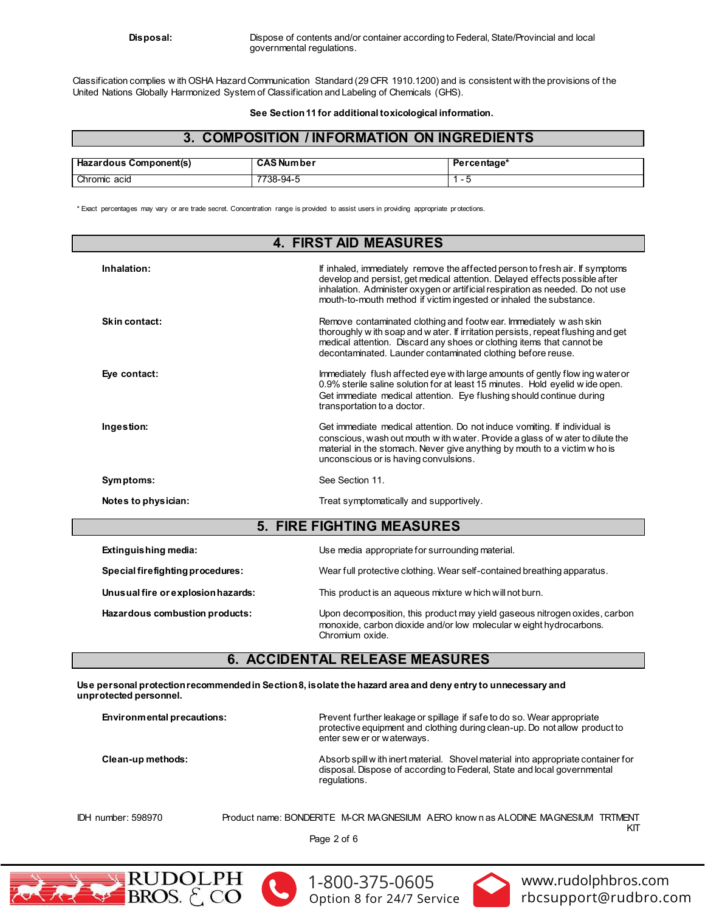**Disposal:** Dispose of contents and/or container according to Federal, State/Provincial and local governmental regulations.

Classification complies with OSHA Hazard Communication Standard (29 CFR 1910.1200) and is consistent with the provisions of the United Nations Globally Harmonized System of Classification and Labeling of Chemicals (GHS).

**See Section 11 for additional toxicological information.**

## 3. COMPOSITION / INFORMATION ON INGREDIENTS

| Hazardous Component(s) | CAS Number | Percentage* |
|---|---|---|
| Chromic acid | 7738-94-5 | 1 - 5 |

\* Exact percentages may vary or are trade secret. Concentration range is provided to assist users in providing appropriate protections.

## 4. FIRST AID MEASURES

**Inhalation:** If inhaled, immediately remove the affected person to fresh air. If symptoms develop and persist, get medical attention. Delayed effects possible after inhalation. Administer oxygen or artificial respiration as needed. Do not use mouth-to-mouth method if victim ingested or inhaled the substance.

**Skin contact:** Remove contaminated clothing and footwear. Immediately wash skin thoroughly with soap and water. If irritation persists, repeat flushing and get medical attention. Discard any shoes or clothing items that cannot be decontaminated. Launder contaminated clothing before reuse.

**Eye contact:** Immediately flush affected eye with large amounts of gently flowing water or 0.9% sterile saline solution for at least 15 minutes. Hold eyelid wide open. Get immediate medical attention. Eye flushing should continue during transportation to a doctor.

**Ingestion:** Get immediate medical attention. Do not induce vomiting. If individual is conscious, wash out mouth with water. Provide a glass of water to dilute the material in the stomach. Never give anything by mouth to a victim who is unconscious or is having convulsions.

**Symptoms:** See Section 11.

**Notes to physician:** Treat symptomatically and supportively.

## 5. FIRE FIGHTING MEASURES

**Extinguishing media:** Use media appropriate for surrounding material.

**Special firefighting procedures:** Wear full protective clothing. Wear self-contained breathing apparatus.

**Unusual fire or explosion hazards:** This product is an aqueous mixture which will not burn.

**Hazardous combustion products:** Upon decomposition, this product may yield gaseous nitrogen oxides, carbon monoxide, carbon dioxide and/or low molecular weight hydrocarbons. Chromium oxide.

## 6. ACCIDENTAL RELEASE MEASURES

**Use personal protection recommended in Section 8, isolate the hazard area and deny entry to unnecessary and unprotected personnel.**

**Environmental precautions:** Prevent further leakage or spillage if safe to do so. Wear appropriate protective equipment and clothing during clean-up. Do not allow product to enter sewer or waterways.

**Clean-up methods:** Absorb spill with inert material. Shovel material into appropriate container for disposal. Dispose of according to Federal, State and local governmental regulations.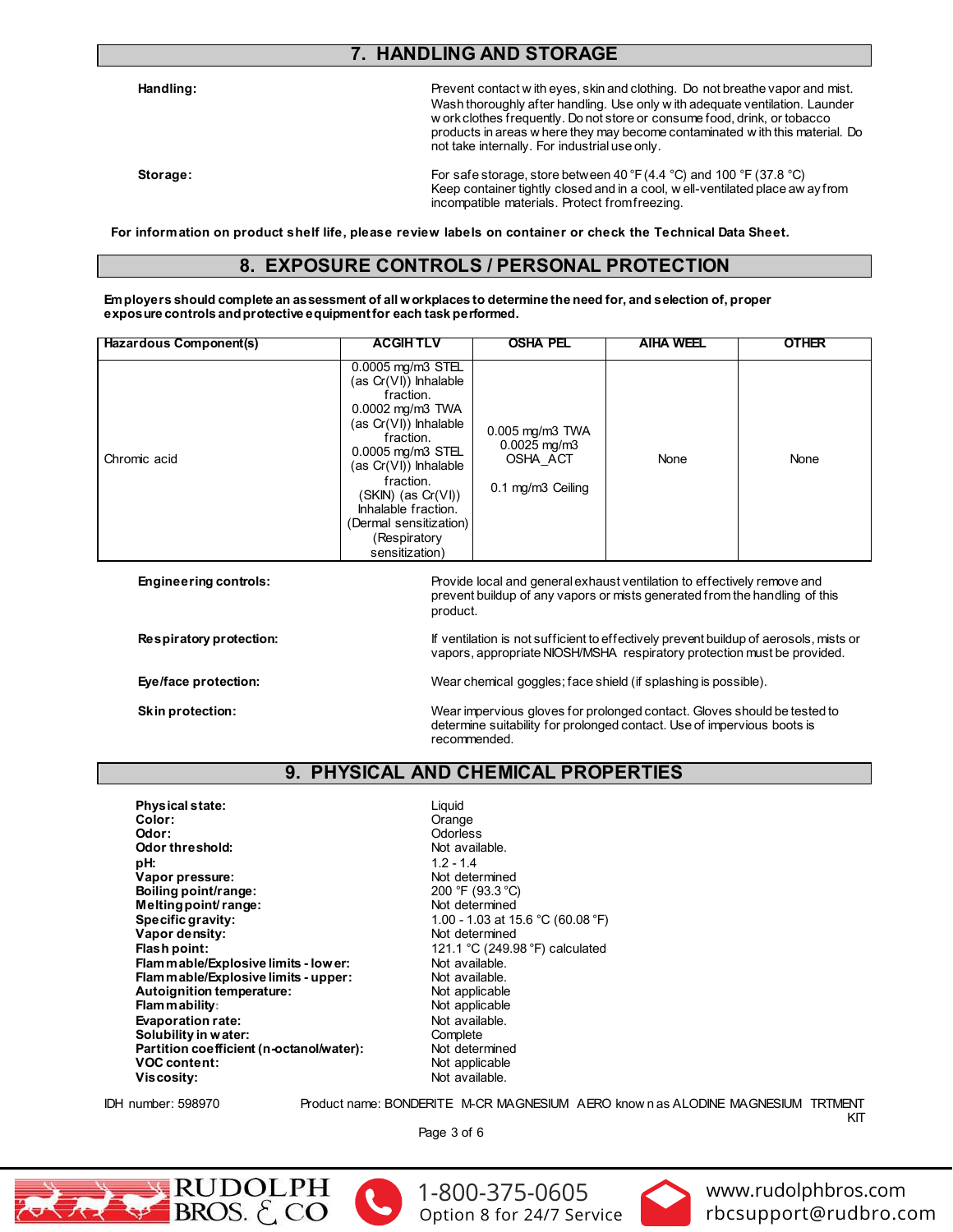## 7. HANDLING AND STORAGE

**Handling:** Prevent contact with eyes, skin and clothing. Do not breathe vapor and mist. Wash thoroughly after handling. Use only with adequate ventilation. Launder work clothes frequently. Do not store or consume food, drink, or tobacco products in areas where they may become contaminated with this material. Do not take internally. For industrial use only.

**Storage:** For safe storage, store between 40 °F (4.4 °C) and 100 °F (37.8 °C) Keep container tightly closed and in a cool, well-ventilated place away from incompatible materials. Protect from freezing.

**For information on product shelf life, please review labels on container or check the Technical Data Sheet.**

## 8. EXPOSURE CONTROLS / PERSONAL PROTECTION

**Employers should complete an assessment of all workplaces to determine the need for, and selection of, proper exposure controls and protective equipment for each task performed.**

| Hazardous Component(s) | ACGIH TLV | OSHA PEL | AIHA WEEL | OTHER |
|---|---|---|---|---|
| Chromic acid | 0.0005 mg/m3 STEL (as Cr(VI)) Inhalable fraction.<br>0.0002 mg/m3 TWA (as Cr(VI)) Inhalable fraction.<br>0.0005 mg/m3 STEL (as Cr(VI)) Inhalable fraction.<br>(SKIN) (as Cr(VI)) Inhalable fraction.<br>(Dermal sensitization)<br>(Respiratory sensitization) | 0.005 mg/m3 TWA<br>0.0025 mg/m3 OSHA_ACT<br><br>0.1 mg/m3 Ceiling | None | None |

**Engineering controls:** Provide local and general exhaust ventilation to effectively remove and prevent buildup of any vapors or mists generated from the handling of this product.

**Respiratory protection:** If ventilation is not sufficient to effectively prevent buildup of aerosols, mists or vapors, appropriate NIOSH/MSHA respiratory protection must be provided.

**Eye/face protection:** Wear chemical goggles; face shield (if splashing is possible).

**Skin protection:** Wear impervious gloves for prolonged contact. Gloves should be tested to determine suitability for prolonged contact. Use of impervious boots is recommended.

## 9. PHYSICAL AND CHEMICAL PROPERTIES

| | |
|---|---|
| **Physical state:** | Liquid |
| **Color:** | Orange |
| **Odor:** | Odorless |
| **Odor threshold:** | Not available. |
| **pH:** | 1.2 - 1.4 |
| **Vapor pressure:** | Not determined |
| **Boiling point/range:** | 200 °F (93.3 °C) |
| **Melting point/ range:** | Not determined |
| **Specific gravity:** | 1.00 - 1.03 at 15.6 °C (60.08 °F) |
| **Vapor density:** | Not determined |
| **Flash point:** | 121.1 °C (249.98 °F) calculated |
| **Flammable/Explosive limits - lower:** | Not available. |
| **Flammable/Explosive limits - upper:** | Not available. |
| **Autoignition temperature:** | Not applicable |
| **Flammability:** | Not applicable |
| **Evaporation rate:** | Not available. |
| **Solubility in water:** | Complete |
| **Partition coefficient (n-octanol/water):** | Not determined |
| **VOC content:** | Not applicable |
| **Viscosity:** | Not available. |

IDH number: 598970 Product name: BONDERITE M-CR MAGNESIUM AERO known as ALODINE MAGNESIUM TRTMENT KIT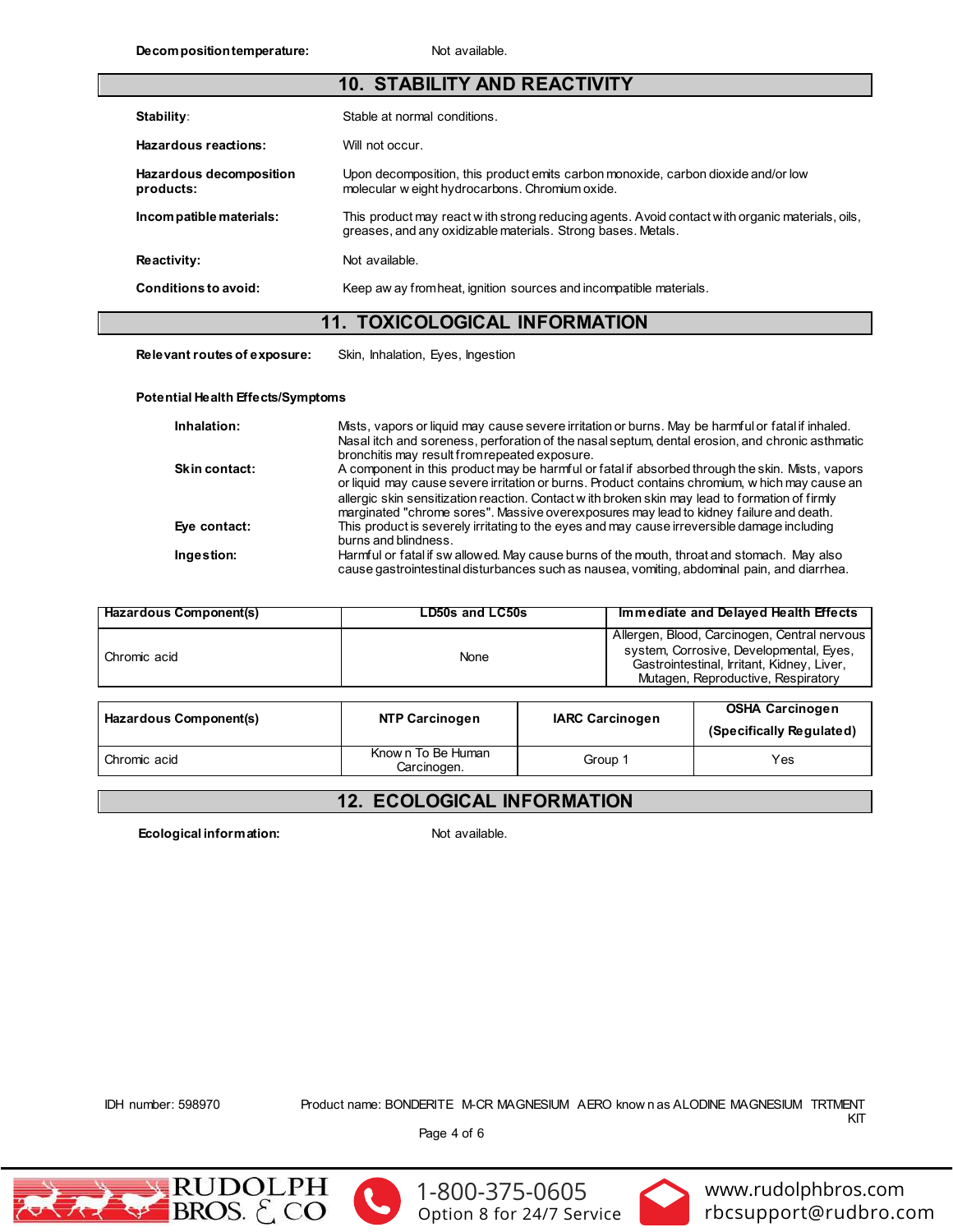**Decomposition temperature:** Not available.

## 10. STABILITY AND REACTIVITY

**Stability:** Stable at normal conditions.

**Hazardous reactions:** Will not occur.

**Hazardous decomposition products:** Upon decomposition, this product emits carbon monoxide, carbon dioxide and/or low molecular weight hydrocarbons. Chromium oxide.

**Incompatible materials:** This product may react with strong reducing agents. Avoid contact with organic materials, oils, greases, and any oxidizable materials. Strong bases. Metals.

**Reactivity:** Not available.

**Conditions to avoid:** Keep away from heat, ignition sources and incompatible materials.

## 11. TOXICOLOGICAL INFORMATION

**Relevant routes of exposure:** Skin, Inhalation, Eyes, Ingestion

**Potential Health Effects/Symptoms**

**Inhalation:** Mists, vapors or liquid may cause severe irritation or burns. May be harmful or fatal if inhaled. Nasal itch and soreness, perforation of the nasal septum, dental erosion, and chronic asthmatic bronchitis may result from repeated exposure.

**Skin contact:** A component in this product may be harmful or fatal if absorbed through the skin. Mists, vapors or liquid may cause severe irritation or burns. Product contains chromium, which may cause an allergic skin sensitization reaction. Contact with broken skin may lead to formation of firmly marginated "chrome sores". Massive overexposures may lead to kidney failure and death.

**Eye contact:** This product is severely irritating to the eyes and may cause irreversible damage including burns and blindness.

**Ingestion:** Harmful or fatal if swallowed. May cause burns of the mouth, throat and stomach. May also cause gastrointestinal disturbances such as nausea, vomiting, abdominal pain, and diarrhea.

| Hazardous Component(s) | LD50s and LC50s | Immediate and Delayed Health Effects |
|---|---|---|
| Chromic acid | None | Allergen, Blood, Carcinogen, Central nervous system, Corrosive, Developmental, Eyes, Gastrointestinal, Irritant, Kidney, Liver, Mutagen, Reproductive, Respiratory |

| Hazardous Component(s) | NTP Carcinogen | IARC Carcinogen | OSHA Carcinogen (Specifically Regulated) |
|---|---|---|---|
| Chromic acid | Known To Be Human Carcinogen. | Group 1 | Yes |

## 12. ECOLOGICAL INFORMATION

**Ecological information:** Not available.

IDH number: 598970 Product name: BONDERITE M-CR MAGNESIUM AERO known as ALODINE MAGNESIUM TRTMENT KIT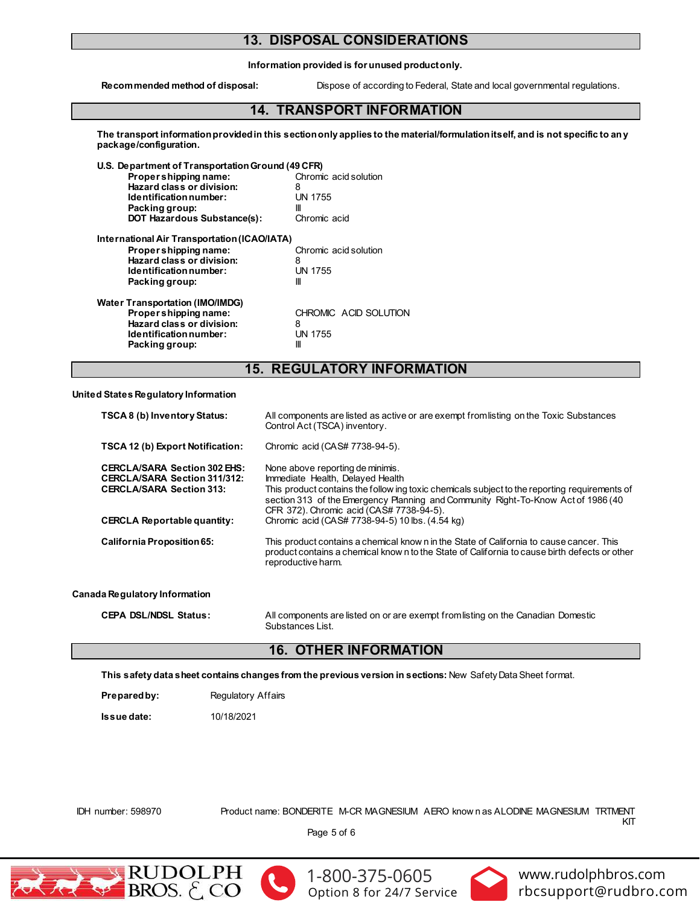## 13. DISPOSAL CONSIDERATIONS

**Information provided is for unused product only.**

**Recommended method of disposal:** Dispose of according to Federal, State and local governmental regulations.

## 14. TRANSPORT INFORMATION

**The transport information provided in this section only applies to the material/formulation itself, and is not specific to any package/configuration.**

**U.S. Department of Transportation Ground (49 CFR)**

| | |
|---|---|
| **Proper shipping name:** | Chromic acid solution |
| **Hazard class or division:** | 8 |
| **Identification number:** | UN 1755 |
| **Packing group:** | III |
| **DOT Hazardous Substance(s):** | Chromic acid |

**International Air Transportation (ICAO/IATA)**

| | |
|---|---|
| **Proper shipping name:** | Chromic acid solution |
| **Hazard class or division:** | 8 |
| **Identification number:** | UN 1755 |
| **Packing group:** | III |

**Water Transportation (IMO/IMDG)**

| | |
|---|---|
| **Proper shipping name:** | CHROMIC ACID SOLUTION |
| **Hazard class or division:** | 8 |
| **Identification number:** | UN 1755 |
| **Packing group:** | III |

## 15. REGULATORY INFORMATION

**United States Regulatory Information**

| | |
|---|---|
| **TSCA 8 (b) Inventory Status:** | All components are listed as active or are exempt from listing on the Toxic Substances Control Act (TSCA) inventory. |
| **TSCA 12 (b) Export Notification:** | Chromic acid (CAS# 7738-94-5). |
| **CERCLA/SARA Section 302 EHS:** | None above reporting de minimis. |
| **CERCLA/SARA Section 311/312:** | Immediate Health, Delayed Health |
| **CERCLA/SARA Section 313:** | This product contains the following toxic chemicals subject to the reporting requirements of section 313 of the Emergency Planning and Community Right-To-Know Act of 1986 (40 CFR 372). Chromic acid (CAS# 7738-94-5). |
| **CERCLA Reportable quantity:** | Chromic acid (CAS# 7738-94-5) 10 lbs. (4.54 kg) |
| **California Proposition 65:** | This product contains a chemical known in the State of California to cause cancer. This product contains a chemical known to the State of California to cause birth defects or other reproductive harm. |

**Canada Regulatory Information**

| | |
|---|---|
| **CEPA DSL/NDSL Status:** | All components are listed on or are exempt from listing on the Canadian Domestic Substances List. |

## 16. OTHER INFORMATION

**This safety data sheet contains changes from the previous version in sections:** New Safety Data Sheet format.

**Prepared by:** Regulatory Affairs

**Issue date:** 10/18/2021

IDH number: 598970

Product name: BONDERITE M-CR MAGNESIUM AERO known as ALODINE MAGNESIUM TRTMENT KIT

RUDOLPH BROS. & CO — 1-800-375-0605 Option 8 for 24/7 Service — www.rudolphbros.com — rbcsupport@rudbro.com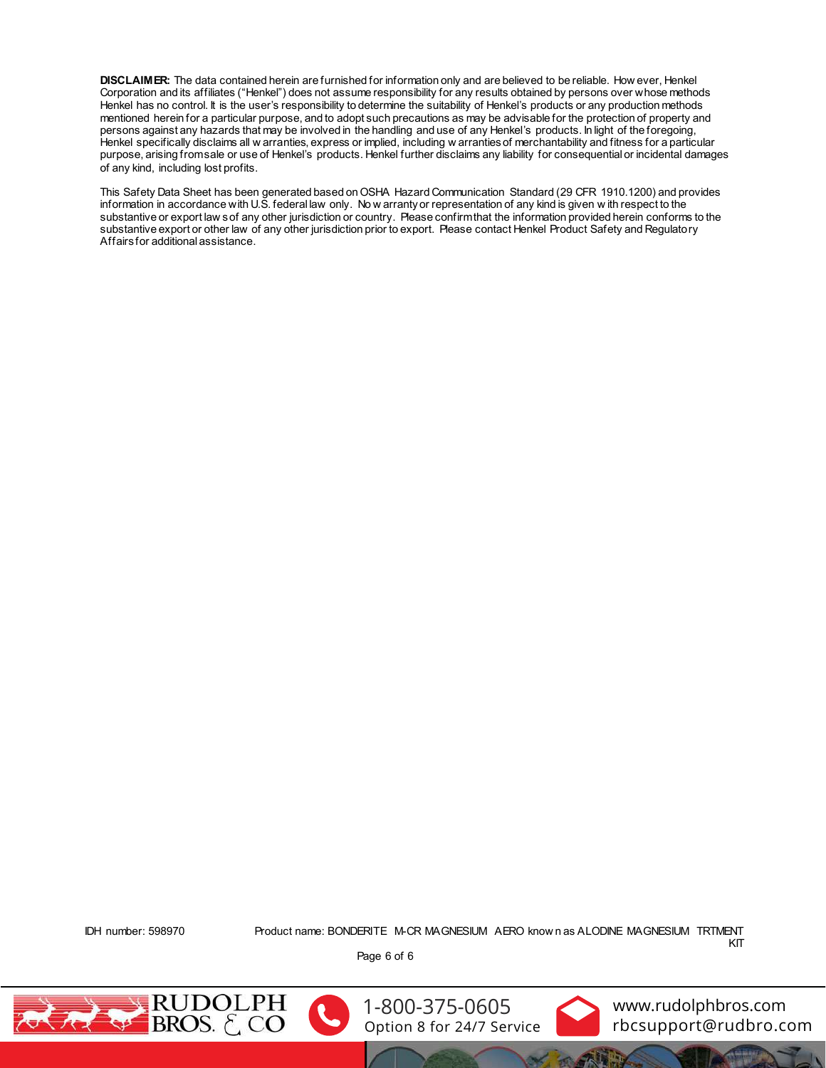**DISCLAIMER:** The data contained herein are furnished for information only and are believed to be reliable. However, Henkel Corporation and its affiliates ("Henkel") does not assume responsibility for any results obtained by persons over whose methods Henkel has no control. It is the user's responsibility to determine the suitability of Henkel's products or any production methods mentioned herein for a particular purpose, and to adopt such precautions as may be advisable for the protection of property and persons against any hazards that may be involved in the handling and use of any Henkel's products. In light of the foregoing, Henkel specifically disclaims all warranties, express or implied, including warranties of merchantability and fitness for a particular purpose, arising from sale or use of Henkel's products. Henkel further disclaims any liability for consequential or incidental damages of any kind, including lost profits.

This Safety Data Sheet has been generated based on OSHA Hazard Communication Standard (29 CFR 1910.1200) and provides information in accordance with U.S. federal law only. No warranty or representation of any kind is given with respect to the substantive or export laws of any other jurisdiction or country. Please confirm that the information provided herein conforms to the substantive export or other law of any other jurisdiction prior to export. Please contact Henkel Product Safety and Regulatory Affairs for additional assistance.

IDH number: 598970 Product name: BONDERITE M-CR MAGNESIUM AERO known as ALODINE MAGNESIUM TRTMENT KIT

RUDOLPH BROS. & CO

1-800-375-0605
Option 8 for 24/7 Service

www.rudolphbros.com
rbcsupport@rudbro.com